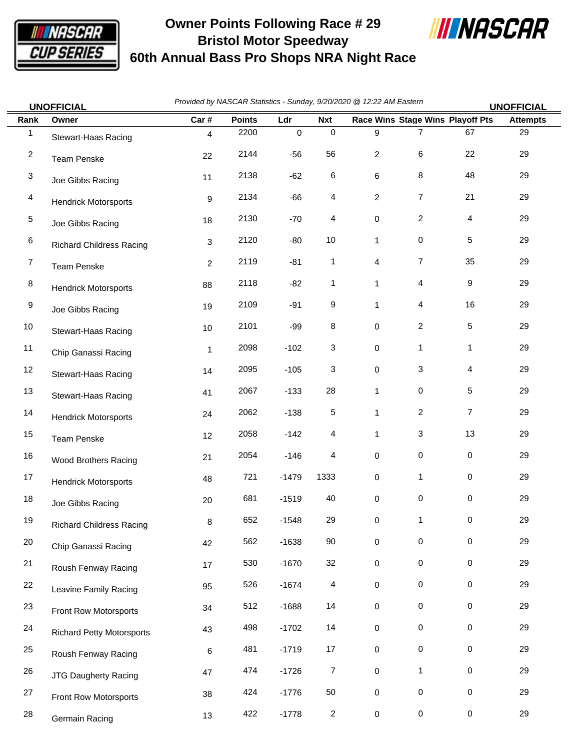# Owner Points Following Race # 29
## Bristol Motor Speedway
## 60th Annual Bass Pro Shops NRA Night Race

**UNOFFICIAL** *Provided by NASCAR Statistics - Sunday, 9/20/2020 @ 12:22 AM Eastern* **UNOFFICIAL**

| Rank | Owner | Car # | Points | Ldr | Nxt | Race Wins | Stage Wins | Playoff Pts | Attempts |
|---|---|---|---|---|---|---|---|---|---|
| 1 | Stewart-Haas Racing | 4 | 2200 | 0 | 0 | 9 | 7 | 67 | 29 |
| 2 | Team Penske | 22 | 2144 | -56 | 56 | 2 | 6 | 22 | 29 |
| 3 | Joe Gibbs Racing | 11 | 2138 | -62 | 6 | 6 | 8 | 48 | 29 |
| 4 | Hendrick Motorsports | 9 | 2134 | -66 | 4 | 2 | 7 | 21 | 29 |
| 5 | Joe Gibbs Racing | 18 | 2130 | -70 | 4 | 0 | 2 | 4 | 29 |
| 6 | Richard Childress Racing | 3 | 2120 | -80 | 10 | 1 | 0 | 5 | 29 |
| 7 | Team Penske | 2 | 2119 | -81 | 1 | 4 | 7 | 35 | 29 |
| 8 | Hendrick Motorsports | 88 | 2118 | -82 | 1 | 1 | 4 | 9 | 29 |
| 9 | Joe Gibbs Racing | 19 | 2109 | -91 | 9 | 1 | 4 | 16 | 29 |
| 10 | Stewart-Haas Racing | 10 | 2101 | -99 | 8 | 0 | 2 | 5 | 29 |
| 11 | Chip Ganassi Racing | 1 | 2098 | -102 | 3 | 0 | 1 | 1 | 29 |
| 12 | Stewart-Haas Racing | 14 | 2095 | -105 | 3 | 0 | 3 | 4 | 29 |
| 13 | Stewart-Haas Racing | 41 | 2067 | -133 | 28 | 1 | 0 | 5 | 29 |
| 14 | Hendrick Motorsports | 24 | 2062 | -138 | 5 | 1 | 2 | 7 | 29 |
| 15 | Team Penske | 12 | 2058 | -142 | 4 | 1 | 3 | 13 | 29 |
| 16 | Wood Brothers Racing | 21 | 2054 | -146 | 4 | 0 | 0 | 0 | 29 |
| 17 | Hendrick Motorsports | 48 | 721 | -1479 | 1333 | 0 | 1 | 0 | 29 |
| 18 | Joe Gibbs Racing | 20 | 681 | -1519 | 40 | 0 | 0 | 0 | 29 |
| 19 | Richard Childress Racing | 8 | 652 | -1548 | 29 | 0 | 1 | 0 | 29 |
| 20 | Chip Ganassi Racing | 42 | 562 | -1638 | 90 | 0 | 0 | 0 | 29 |
| 21 | Roush Fenway Racing | 17 | 530 | -1670 | 32 | 0 | 0 | 0 | 29 |
| 22 | Leavine Family Racing | 95 | 526 | -1674 | 4 | 0 | 0 | 0 | 29 |
| 23 | Front Row Motorsports | 34 | 512 | -1688 | 14 | 0 | 0 | 0 | 29 |
| 24 | Richard Petty Motorsports | 43 | 498 | -1702 | 14 | 0 | 0 | 0 | 29 |
| 25 | Roush Fenway Racing | 6 | 481 | -1719 | 17 | 0 | 0 | 0 | 29 |
| 26 | JTG Daugherty Racing | 47 | 474 | -1726 | 7 | 0 | 1 | 0 | 29 |
| 27 | Front Row Motorsports | 38 | 424 | -1776 | 50 | 0 | 0 | 0 | 29 |
| 28 | Germain Racing | 13 | 422 | -1778 | 2 | 0 | 0 | 0 | 29 |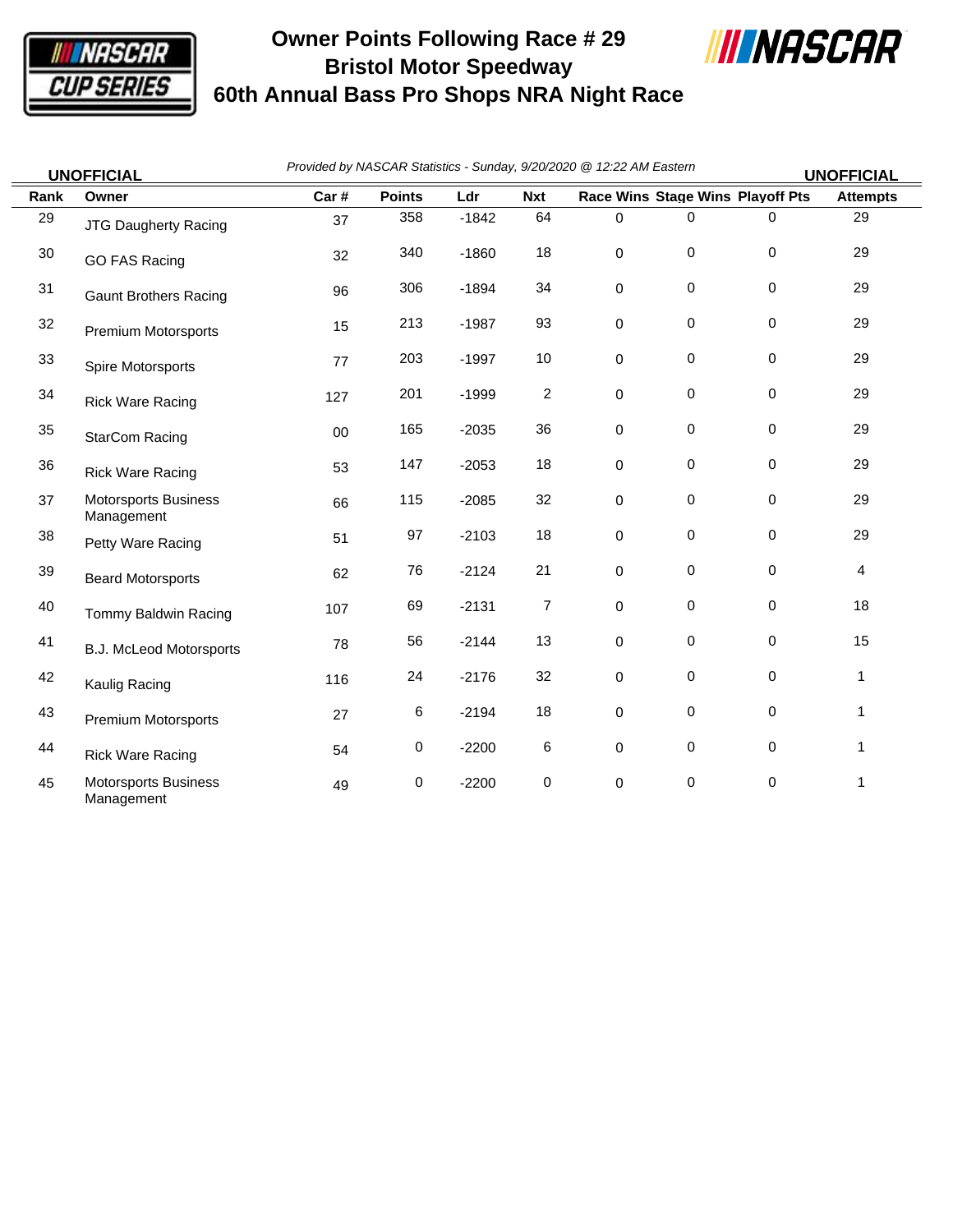# Owner Points Following Race # 29
## Bristol Motor Speedway
## 60th Annual Bass Pro Shops NRA Night Race

**UNOFFICIAL** *Provided by NASCAR Statistics - Sunday, 9/20/2020 @ 12:22 AM Eastern* **UNOFFICIAL**

| Rank | Owner | Car # | Points | Ldr | Nxt | Race Wins | Stage Wins | Playoff Pts | Attempts |
|---|---|---|---|---|---|---|---|---|---|
| 29 | JTG Daugherty Racing | 37 | 358 | -1842 | 64 | 0 | 0 | 0 | 29 |
| 30 | GO FAS Racing | 32 | 340 | -1860 | 18 | 0 | 0 | 0 | 29 |
| 31 | Gaunt Brothers Racing | 96 | 306 | -1894 | 34 | 0 | 0 | 0 | 29 |
| 32 | Premium Motorsports | 15 | 213 | -1987 | 93 | 0 | 0 | 0 | 29 |
| 33 | Spire Motorsports | 77 | 203 | -1997 | 10 | 0 | 0 | 0 | 29 |
| 34 | Rick Ware Racing | 127 | 201 | -1999 | 2 | 0 | 0 | 0 | 29 |
| 35 | StarCom Racing | 00 | 165 | -2035 | 36 | 0 | 0 | 0 | 29 |
| 36 | Rick Ware Racing | 53 | 147 | -2053 | 18 | 0 | 0 | 0 | 29 |
| 37 | Motorsports Business Management | 66 | 115 | -2085 | 32 | 0 | 0 | 0 | 29 |
| 38 | Petty Ware Racing | 51 | 97 | -2103 | 18 | 0 | 0 | 0 | 29 |
| 39 | Beard Motorsports | 62 | 76 | -2124 | 21 | 0 | 0 | 0 | 4 |
| 40 | Tommy Baldwin Racing | 107 | 69 | -2131 | 7 | 0 | 0 | 0 | 18 |
| 41 | B.J. McLeod Motorsports | 78 | 56 | -2144 | 13 | 0 | 0 | 0 | 15 |
| 42 | Kaulig Racing | 116 | 24 | -2176 | 32 | 0 | 0 | 0 | 1 |
| 43 | Premium Motorsports | 27 | 6 | -2194 | 18 | 0 | 0 | 0 | 1 |
| 44 | Rick Ware Racing | 54 | 0 | -2200 | 6 | 0 | 0 | 0 | 1 |
| 45 | Motorsports Business Management | 49 | 0 | -2200 | 0 | 0 | 0 | 0 | 1 |